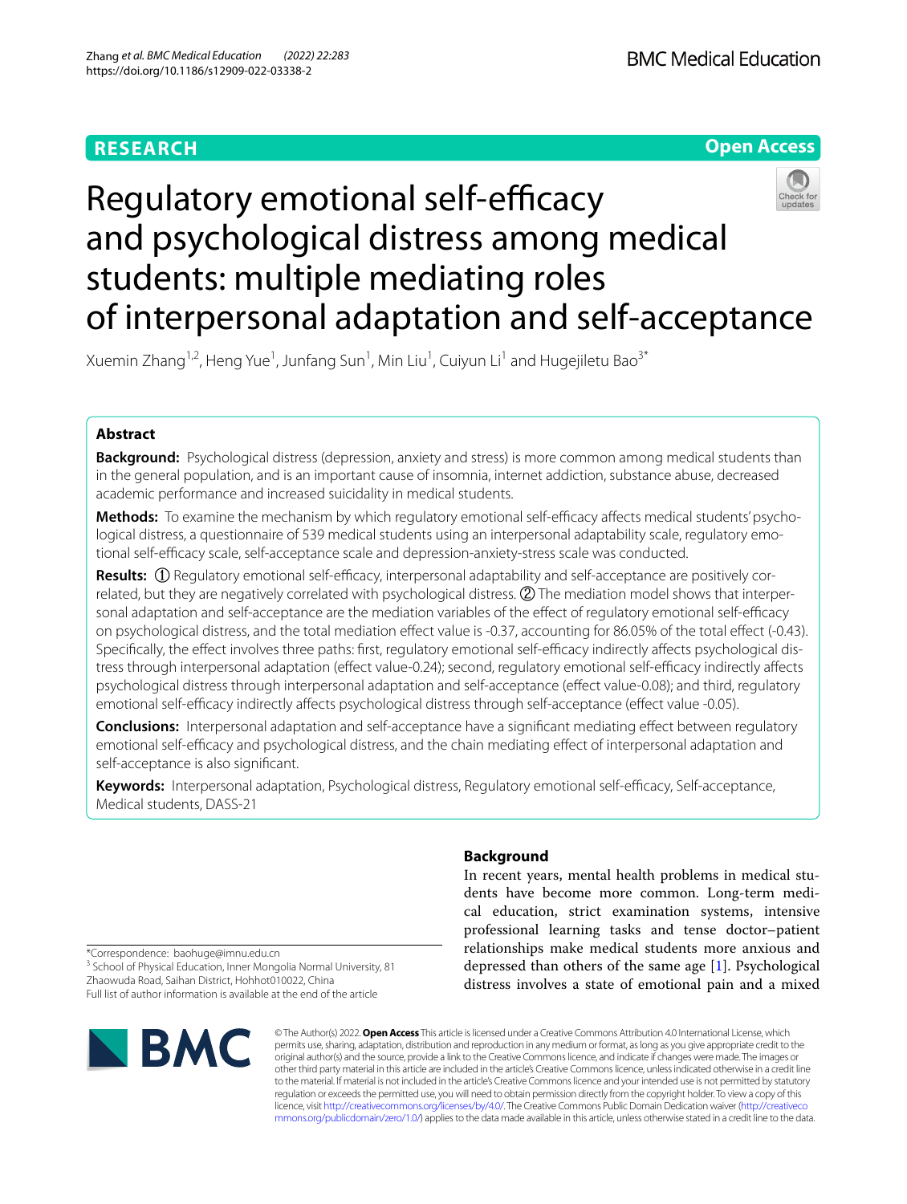RESEARCH

Open Access

# Regulatory emotional self-efficacy and psychological distress among medical students: multiple mediating roles of interpersonal adaptation and self-acceptance

Xuemin Zhang[1,2], Heng Yue[1], Junfang Sun[1], Min Liu[1], Cuiyun Li[1] and Hugejiletu Bao[3*]

## Abstract

**Background:** Psychological distress (depression, anxiety and stress) is more common among medical students than in the general population, and is an important cause of insomnia, internet addiction, substance abuse, decreased academic performance and increased suicidality in medical students.

**Methods:** To examine the mechanism by which regulatory emotional self-efficacy affects medical students' psychological distress, a questionnaire of 539 medical students using an interpersonal adaptability scale, regulatory emotional self-efficacy scale, self-acceptance scale and depression-anxiety-stress scale was conducted.

**Results:** ① Regulatory emotional self-efficacy, interpersonal adaptability and self-acceptance are positively correlated, but they are negatively correlated with psychological distress. ② The mediation model shows that interpersonal adaptation and self-acceptance are the mediation variables of the effect of regulatory emotional self-efficacy on psychological distress, and the total mediation effect value is -0.37, accounting for 86.05% of the total effect (-0.43). Specifically, the effect involves three paths: first, regulatory emotional self-efficacy indirectly affects psychological distress through interpersonal adaptation (effect value-0.24); second, regulatory emotional self-efficacy indirectly affects psychological distress through interpersonal adaptation and self-acceptance (effect value-0.08); and third, regulatory emotional self-efficacy indirectly affects psychological distress through self-acceptance (effect value -0.05).

**Conclusions:** Interpersonal adaptation and self-acceptance have a significant mediating effect between regulatory emotional self-efficacy and psychological distress, and the chain mediating effect of interpersonal adaptation and self-acceptance is also significant.

**Keywords:** Interpersonal adaptation, Psychological distress, Regulatory emotional self-efficacy, Self-acceptance, Medical students, DASS-21

## Background

In recent years, mental health problems in medical students have become more common. Long-term medical education, strict examination systems, intensive professional learning tasks and tense doctor–patient relationships make medical students more anxious and depressed than others of the same age [1]. Psychological distress involves a state of emotional pain and a mixed

*Correspondence: baohuge@imnu.edu.cn

[3] School of Physical Education, Inner Mongolia Normal University, 81 Zhaowuda Road, Saihan District, Hohhot010022, China

Full list of author information is available at the end of the article

© The Author(s) 2022. **Open Access** This article is licensed under a Creative Commons Attribution 4.0 International License, which permits use, sharing, adaptation, distribution and reproduction in any medium or format, as long as you give appropriate credit to the original author(s) and the source, provide a link to the Creative Commons licence, and indicate if changes were made. The images or other third party material in this article are included in the article's Creative Commons licence, unless indicated otherwise in a credit line to the material. If material is not included in the article's Creative Commons licence and your intended use is not permitted by statutory regulation or exceeds the permitted use, you will need to obtain permission directly from the copyright holder. To view a copy of this licence, visit http://creativecommons.org/licenses/by/4.0/. The Creative Commons Public Domain Dedication waiver (http://creativecommons.org/publicdomain/zero/1.0/) applies to the data made available in this article, unless otherwise stated in a credit line to the data.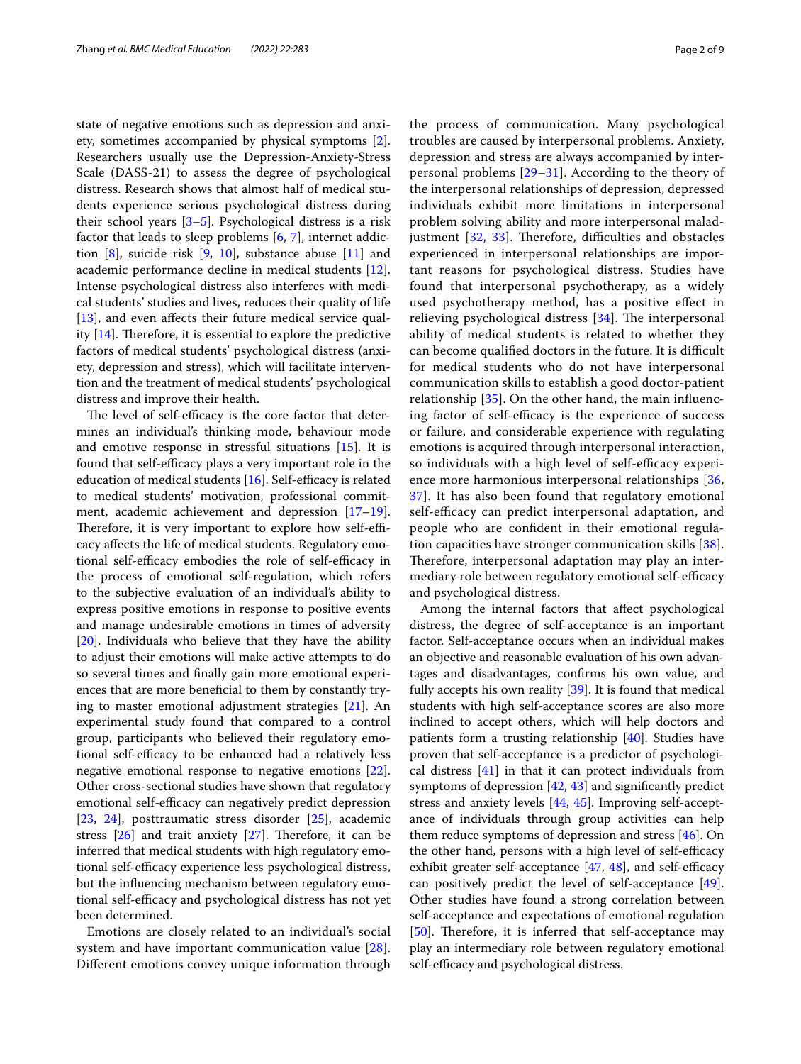state of negative emotions such as depression and anxiety, sometimes accompanied by physical symptoms [2]. Researchers usually use the Depression-Anxiety-Stress Scale (DASS-21) to assess the degree of psychological distress. Research shows that almost half of medical students experience serious psychological distress during their school years [3–5]. Psychological distress is a risk factor that leads to sleep problems [6, 7], internet addiction [8], suicide risk [9, 10], substance abuse [11] and academic performance decline in medical students [12]. Intense psychological distress also interferes with medical students' studies and lives, reduces their quality of life [13], and even affects their future medical service quality [14]. Therefore, it is essential to explore the predictive factors of medical students' psychological distress (anxiety, depression and stress), which will facilitate intervention and the treatment of medical students' psychological distress and improve their health.

The level of self-efficacy is the core factor that determines an individual's thinking mode, behaviour mode and emotive response in stressful situations [15]. It is found that self-efficacy plays a very important role in the education of medical students [16]. Self-efficacy is related to medical students' motivation, professional commitment, academic achievement and depression [17–19]. Therefore, it is very important to explore how self-efficacy affects the life of medical students. Regulatory emotional self-efficacy embodies the role of self-efficacy in the process of emotional self-regulation, which refers to the subjective evaluation of an individual's ability to express positive emotions in response to positive events and manage undesirable emotions in times of adversity [20]. Individuals who believe that they have the ability to adjust their emotions will make active attempts to do so several times and finally gain more emotional experiences that are more beneficial to them by constantly trying to master emotional adjustment strategies [21]. An experimental study found that compared to a control group, participants who believed their regulatory emotional self-efficacy to be enhanced had a relatively less negative emotional response to negative emotions [22]. Other cross-sectional studies have shown that regulatory emotional self-efficacy can negatively predict depression [23, 24], posttraumatic stress disorder [25], academic stress [26] and trait anxiety [27]. Therefore, it can be inferred that medical students with high regulatory emotional self-efficacy experience less psychological distress, but the influencing mechanism between regulatory emotional self-efficacy and psychological distress has not yet been determined.

Emotions are closely related to an individual's social system and have important communication value [28]. Different emotions convey unique information through the process of communication. Many psychological troubles are caused by interpersonal problems. Anxiety, depression and stress are always accompanied by interpersonal problems [29–31]. According to the theory of the interpersonal relationships of depression, depressed individuals exhibit more limitations in interpersonal problem solving ability and more interpersonal maladjustment [32, 33]. Therefore, difficulties and obstacles experienced in interpersonal relationships are important reasons for psychological distress. Studies have found that interpersonal psychotherapy, as a widely used psychotherapy method, has a positive effect in relieving psychological distress [34]. The interpersonal ability of medical students is related to whether they can become qualified doctors in the future. It is difficult for medical students who do not have interpersonal communication skills to establish a good doctor-patient relationship [35]. On the other hand, the main influencing factor of self-efficacy is the experience of success or failure, and considerable experience with regulating emotions is acquired through interpersonal interaction, so individuals with a high level of self-efficacy experience more harmonious interpersonal relationships [36, 37]. It has also been found that regulatory emotional self-efficacy can predict interpersonal adaptation, and people who are confident in their emotional regulation capacities have stronger communication skills [38]. Therefore, interpersonal adaptation may play an intermediary role between regulatory emotional self-efficacy and psychological distress.

Among the internal factors that affect psychological distress, the degree of self-acceptance is an important factor. Self-acceptance occurs when an individual makes an objective and reasonable evaluation of his own advantages and disadvantages, confirms his own value, and fully accepts his own reality [39]. It is found that medical students with high self-acceptance scores are also more inclined to accept others, which will help doctors and patients form a trusting relationship [40]. Studies have proven that self-acceptance is a predictor of psychological distress [41] in that it can protect individuals from symptoms of depression [42, 43] and significantly predict stress and anxiety levels [44, 45]. Improving self-acceptance of individuals through group activities can help them reduce symptoms of depression and stress [46]. On the other hand, persons with a high level of self-efficacy exhibit greater self-acceptance [47, 48], and self-efficacy can positively predict the level of self-acceptance [49]. Other studies have found a strong correlation between self-acceptance and expectations of emotional regulation [50]. Therefore, it is inferred that self-acceptance may play an intermediary role between regulatory emotional self-efficacy and psychological distress.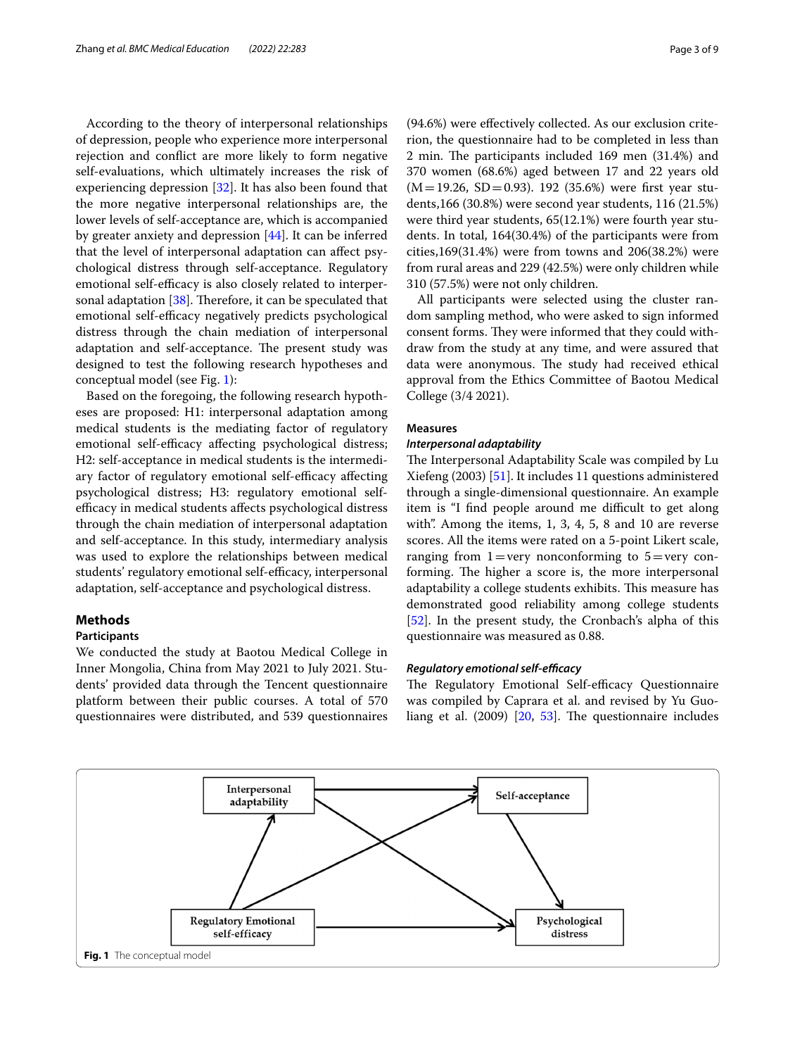According to the theory of interpersonal relationships of depression, people who experience more interpersonal rejection and conflict are more likely to form negative self-evaluations, which ultimately increases the risk of experiencing depression [32]. It has also been found that the more negative interpersonal relationships are, the lower levels of self-acceptance are, which is accompanied by greater anxiety and depression [44]. It can be inferred that the level of interpersonal adaptation can affect psychological distress through self-acceptance. Regulatory emotional self-efficacy is also closely related to interpersonal adaptation [38]. Therefore, it can be speculated that emotional self-efficacy negatively predicts psychological distress through the chain mediation of interpersonal adaptation and self-acceptance. The present study was designed to test the following research hypotheses and conceptual model (see Fig. 1):

Based on the foregoing, the following research hypotheses are proposed: H1: interpersonal adaptation among medical students is the mediating factor of regulatory emotional self-efficacy affecting psychological distress; H2: self-acceptance in medical students is the intermediary factor of regulatory emotional self-efficacy affecting psychological distress; H3: regulatory emotional self-efficacy in medical students affects psychological distress through the chain mediation of interpersonal adaptation and self-acceptance. In this study, intermediary analysis was used to explore the relationships between medical students' regulatory emotional self-efficacy, interpersonal adaptation, self-acceptance and psychological distress.

## Methods

### Participants

We conducted the study at Baotou Medical College in Inner Mongolia, China from May 2021 to July 2021. Students' provided data through the Tencent questionnaire platform between their public courses. A total of 570 questionnaires were distributed, and 539 questionnaires (94.6%) were effectively collected. As our exclusion criterion, the questionnaire had to be completed in less than 2 min. The participants included 169 men (31.4%) and 370 women (68.6%) aged between 17 and 22 years old ($M=19.26$, $SD=0.93$). 192 (35.6%) were first year students,166 (30.8%) were second year students, 116 (21.5%) were third year students, 65(12.1%) were fourth year students. In total, 164(30.4%) of the participants were from cities,169(31.4%) were from towns and 206(38.2%) were from rural areas and 229 (42.5%) were only children while 310 (57.5%) were not only children.

All participants were selected using the cluster random sampling method, who were asked to sign informed consent forms. They were informed that they could withdraw from the study at any time, and were assured that data were anonymous. The study had received ethical approval from the Ethics Committee of Baotou Medical College (3/4 2021).

### Measures

#### *Interpersonal adaptability*

The Interpersonal Adaptability Scale was compiled by Lu Xiefeng (2003) [51]. It includes 11 questions administered through a single-dimensional questionnaire. An example item is "I find people around me difficult to get along with". Among the items, 1, 3, 4, 5, 8 and 10 are reverse scores. All the items were rated on a 5-point Likert scale, ranging from 1 = very nonconforming to 5 = very conforming. The higher a score is, the more interpersonal adaptability a college students exhibits. This measure has demonstrated good reliability among college students [52]. In the present study, the Cronbach's alpha of this questionnaire was measured as 0.88.

#### *Regulatory emotional self-efficacy*

The Regulatory Emotional Self-efficacy Questionnaire was compiled by Caprara et al. and revised by Yu Guoliang et al. (2009) [20, 53]. The questionnaire includes

**Fig. 1** The conceptual model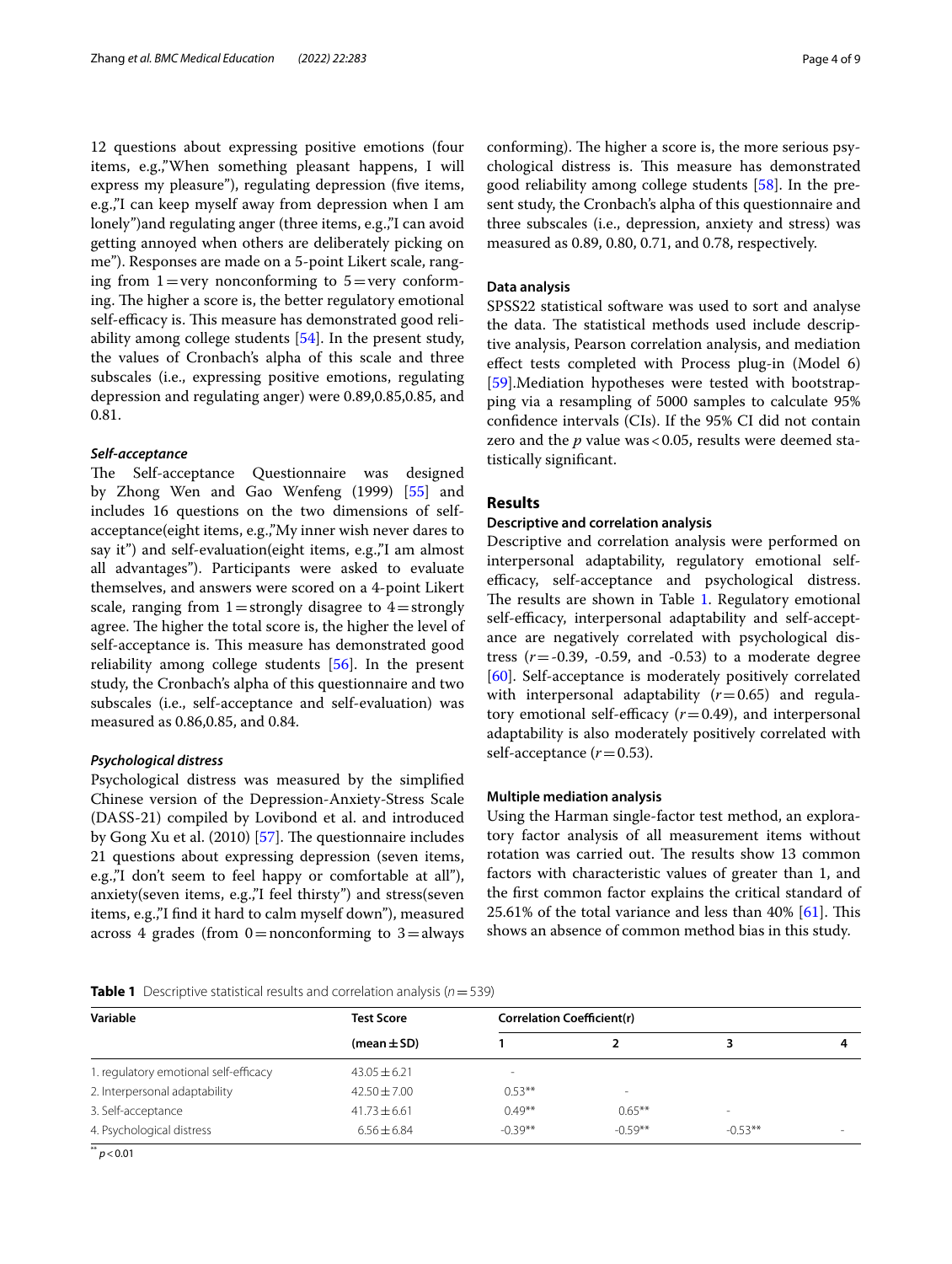12 questions about expressing positive emotions (four items, e.g.,"When something pleasant happens, I will express my pleasure"), regulating depression (five items, e.g.,"I can keep myself away from depression when I am lonely")and regulating anger (three items, e.g.,"I can avoid getting annoyed when others are deliberately picking on me"). Responses are made on a 5-point Likert scale, ranging from 1 = very nonconforming to 5 = very conforming. The higher a score is, the better regulatory emotional self-efficacy is. This measure has demonstrated good reliability among college students [54]. In the present study, the values of Cronbach's alpha of this scale and three subscales (i.e., expressing positive emotions, regulating depression and regulating anger) were 0.89,0.85,0.85, and 0.81.

#### *Self-acceptance*

The Self-acceptance Questionnaire was designed by Zhong Wen and Gao Wenfeng (1999) [55] and includes 16 questions on the two dimensions of self-acceptance(eight items, e.g.,"My inner wish never dares to say it") and self-evaluation(eight items, e.g.,"I am almost all advantages"). Participants were asked to evaluate themselves, and answers were scored on a 4-point Likert scale, ranging from 1 = strongly disagree to 4 = strongly agree. The higher the total score is, the higher the level of self-acceptance is. This measure has demonstrated good reliability among college students [56]. In the present study, the Cronbach's alpha of this questionnaire and two subscales (i.e., self-acceptance and self-evaluation) was measured as 0.86,0.85, and 0.84.

#### *Psychological distress*

Psychological distress was measured by the simplified Chinese version of the Depression-Anxiety-Stress Scale (DASS-21) compiled by Lovibond et al. and introduced by Gong Xu et al. (2010) [57]. The questionnaire includes 21 questions about expressing depression (seven items, e.g.,"I don't seem to feel happy or comfortable at all"), anxiety(seven items, e.g.,"I feel thirsty") and stress(seven items, e.g.,"I find it hard to calm myself down"), measured across 4 grades (from 0 = nonconforming to 3 = always conforming). The higher a score is, the more serious psychological distress is. This measure has demonstrated good reliability among college students [58]. In the present study, the Cronbach's alpha of this questionnaire and three subscales (i.e., depression, anxiety and stress) was measured as 0.89, 0.80, 0.71, and 0.78, respectively.

### Data analysis

SPSS22 statistical software was used to sort and analyse the data. The statistical methods used include descriptive analysis, Pearson correlation analysis, and mediation effect tests completed with Process plug-in (Model 6) [59].Mediation hypotheses were tested with bootstrapping via a resampling of 5000 samples to calculate 95% confidence intervals (CIs). If the 95% CI did not contain zero and the $p$ value was $< 0.05$, results were deemed statistically significant.

## Results

### Descriptive and correlation analysis

Descriptive and correlation analysis were performed on interpersonal adaptability, regulatory emotional self-efficacy, self-acceptance and psychological distress. The results are shown in Table 1. Regulatory emotional self-efficacy, interpersonal adaptability and self-acceptance are negatively correlated with psychological distress ($r = -0.39$, -0.59, and -0.53) to a moderate degree [60]. Self-acceptance is moderately positively correlated with interpersonal adaptability ($r = 0.65$) and regulatory emotional self-efficacy ($r = 0.49$), and interpersonal adaptability is also moderately positively correlated with self-acceptance ($r = 0.53$).

### Multiple mediation analysis

Using the Harman single-factor test method, an exploratory factor analysis of all measurement items without rotation was carried out. The results show 13 common factors with characteristic values of greater than 1, and the first common factor explains the critical standard of 25.61% of the total variance and less than 40% [61]. This shows an absence of common method bias in this study.

**Table 1** Descriptive statistical results and correlation analysis ($n = 539$)

| Variable | Test Score | Correlation Coefficient(r) | | | |
|---|---|---|---|---|---|
| | (mean ± SD) | 1 | 2 | 3 | 4 |
| 1. regulatory emotional self-efficacy | 43.05 ± 6.21 | - | | | |
| 2. Interpersonal adaptability | 42.50 ± 7.00 | 0.53** | - | | |
| 3. Self-acceptance | 41.73 ± 6.61 | 0.49** | 0.65** | - | |
| 4. Psychological distress | 6.56 ± 6.84 | -0.39** | -0.59** | -0.53** | - |

** $p < 0.01$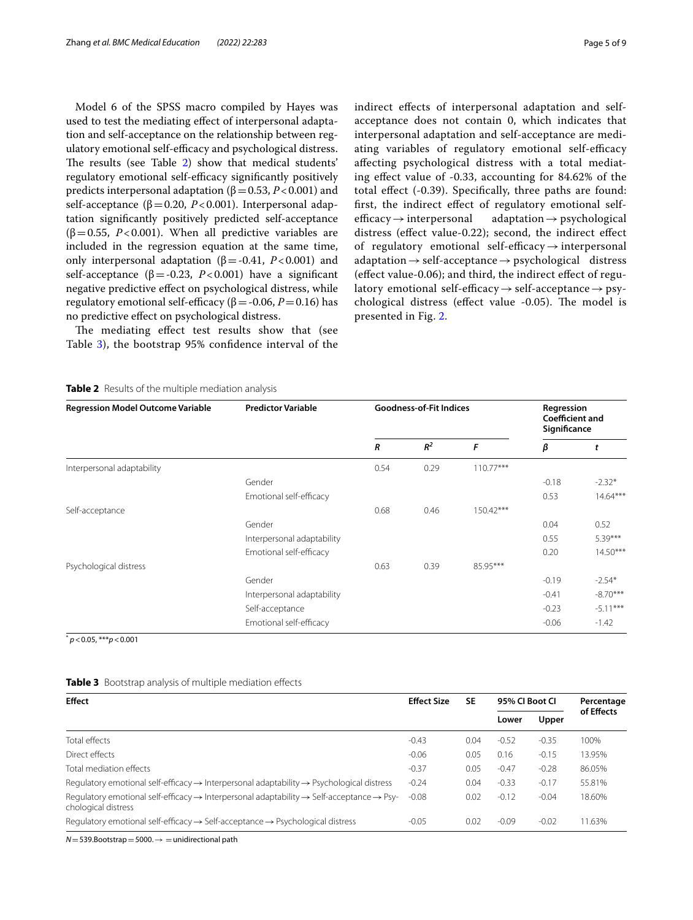Model 6 of the SPSS macro compiled by Hayes was used to test the mediating effect of interpersonal adaptation and self-acceptance on the relationship between regulatory emotional self-efficacy and psychological distress. The results (see Table 2) show that medical students' regulatory emotional self-efficacy significantly positively predicts interpersonal adaptation (β = 0.53, $P < 0.001$) and self-acceptance (β = 0.20, $P < 0.001$). Interpersonal adaptation significantly positively predicted self-acceptance (β = 0.55, $P < 0.001$). When all predictive variables are included in the regression equation at the same time, only interpersonal adaptation (β = -0.41, $P < 0.001$) and self-acceptance (β = -0.23, $P < 0.001$) have a significant negative predictive effect on psychological distress, while regulatory emotional self-efficacy (β = -0.06, $P = 0.16$) has no predictive effect on psychological distress.

The mediating effect test results show that (see Table 3), the bootstrap 95% confidence interval of the indirect effects of interpersonal adaptation and self-acceptance does not contain 0, which indicates that interpersonal adaptation and self-acceptance are mediating variables of regulatory emotional self-efficacy affecting psychological distress with a total mediating effect value of -0.33, accounting for 84.62% of the total effect (-0.39). Specifically, three paths are found: first, the indirect effect of regulatory emotional self-efficacy → interpersonal adaptation → psychological distress (effect value-0.22); second, the indirect effect of regulatory emotional self-efficacy → interpersonal adaptation → self-acceptance → psychological distress (effect value-0.06); and third, the indirect effect of regulatory emotional self-efficacy → self-acceptance → psychological distress (effect value -0.05). The model is presented in Fig. 2.

**Table 2** Results of the multiple mediation analysis

| Regression Model Outcome Variable | Predictor Variable | Goodness-of-Fit Indices | | | Regression Coefficient and Significance | |
|---|---|---|---|---|---|---|
| | | *R* | $R^2$ | *F* | *β* | *t* |
| Interpersonal adaptability | | 0.54 | 0.29 | 110.77*** | | |
| | Gender | | | | -0.18 | -2.32* |
| | Emotional self-efficacy | | | | 0.53 | 14.64*** |
| Self-acceptance | | 0.68 | 0.46 | 150.42*** | | |
| | Gender | | | | 0.04 | 0.52 |
| | Interpersonal adaptability | | | | 0.55 | 5.39*** |
| | Emotional self-efficacy | | | | 0.20 | 14.50*** |
| Psychological distress | | 0.63 | 0.39 | 85.95*** | | |
| | Gender | | | | -0.19 | -2.54* |
| | Interpersonal adaptability | | | | -0.41 | -8.70*** |
| | Self-acceptance | | | | -0.23 | -5.11*** |
| | Emotional self-efficacy | | | | -0.06 | -1.42 |

* $p < 0.05$, *** $p < 0.001$

**Table 3** Bootstrap analysis of multiple mediation effects

| Effect | Effect Size | SE | 95% CI Boot CI | | Percentage of Effects |
|---|---|---|---|---|---|
| | | | Lower | Upper | |
| Total effects | -0.43 | 0.04 | -0.52 | -0.35 | 100% |
| Direct effects | -0.06 | 0.05 | 0.16 | -0.15 | 13.95% |
| Total mediation effects | -0.37 | 0.05 | -0.47 | -0.28 | 86.05% |
| Regulatory emotional self-efficacy → Interpersonal adaptability → Psychological distress | -0.24 | 0.04 | -0.33 | -0.17 | 55.81% |
| Regulatory emotional self-efficacy → Interpersonal adaptability → Self-acceptance → Psychological distress | -0.08 | 0.02 | -0.12 | -0.04 | 18.60% |
| Regulatory emotional self-efficacy → Self-acceptance → Psychological distress | -0.05 | 0.02 | -0.09 | -0.02 | 11.63% |

$N = 539$. Bootstrap = 5000. → = unidirectional path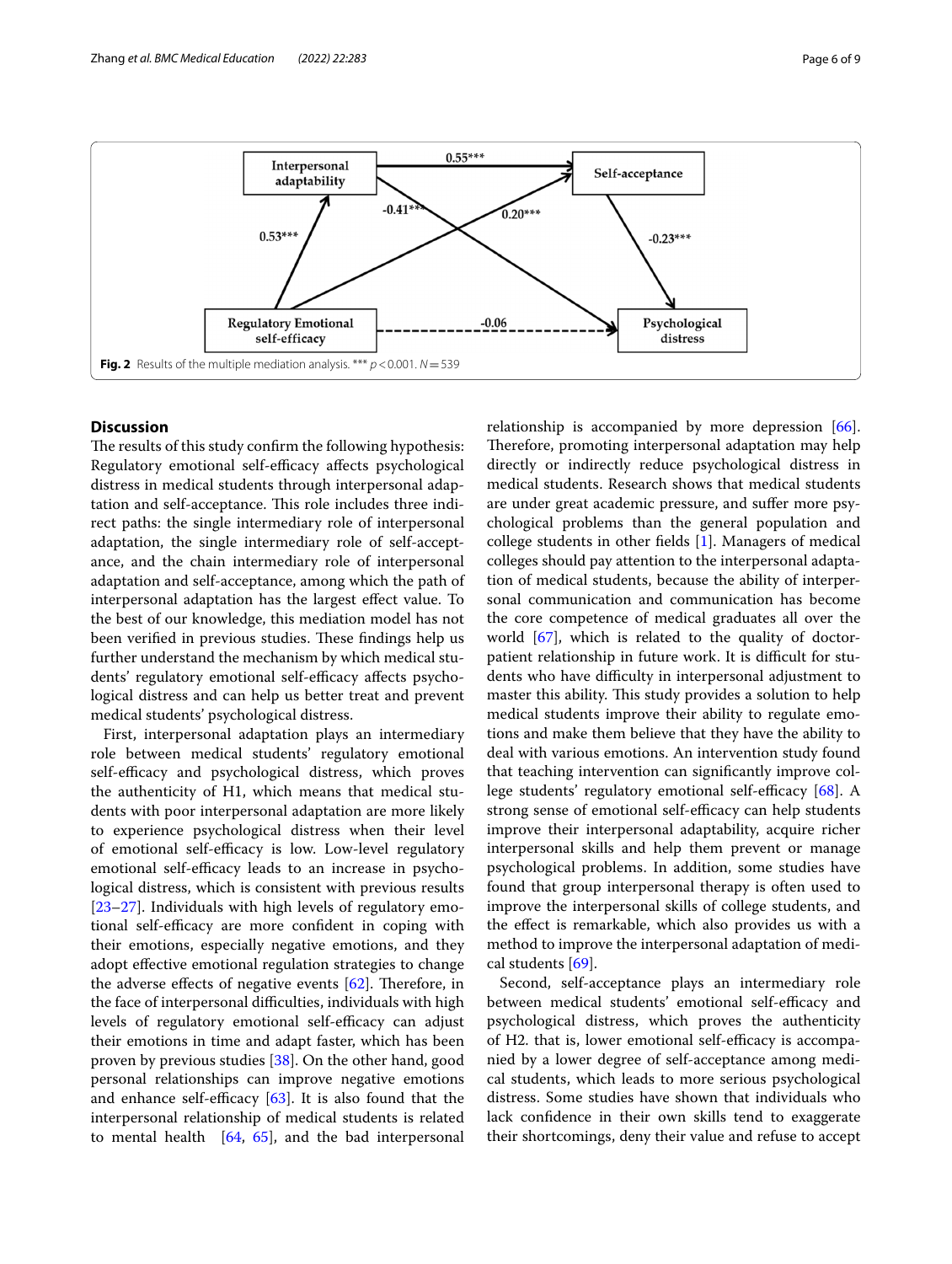Fig. 2 Results of the multiple mediation analysis. *** $p < 0.001$. $N = 539$

## Discussion

The results of this study confirm the following hypothesis: Regulatory emotional self-efficacy affects psychological distress in medical students through interpersonal adaptation and self-acceptance. This role includes three indirect paths: the single intermediary role of interpersonal adaptation, the single intermediary role of self-acceptance, and the chain intermediary role of interpersonal adaptation and self-acceptance, among which the path of interpersonal adaptation has the largest effect value. To the best of our knowledge, this mediation model has not been verified in previous studies. These findings help us further understand the mechanism by which medical students' regulatory emotional self-efficacy affects psychological distress and can help us better treat and prevent medical students' psychological distress.

First, interpersonal adaptation plays an intermediary role between medical students' regulatory emotional self-efficacy and psychological distress, which proves the authenticity of H1, which means that medical students with poor interpersonal adaptation are more likely to experience psychological distress when their level of emotional self-efficacy is low. Low-level regulatory emotional self-efficacy leads to an increase in psychological distress, which is consistent with previous results [23–27]. Individuals with high levels of regulatory emotional self-efficacy are more confident in coping with their emotions, especially negative emotions, and they adopt effective emotional regulation strategies to change the adverse effects of negative events [62]. Therefore, in the face of interpersonal difficulties, individuals with high levels of regulatory emotional self-efficacy can adjust their emotions in time and adapt faster, which has been proven by previous studies [38]. On the other hand, good personal relationships can improve negative emotions and enhance self-efficacy [63]. It is also found that the interpersonal relationship of medical students is related to mental health [64, 65], and the bad interpersonal relationship is accompanied by more depression [66]. Therefore, promoting interpersonal adaptation may help directly or indirectly reduce psychological distress in medical students. Research shows that medical students are under great academic pressure, and suffer more psychological problems than the general population and college students in other fields [1]. Managers of medical colleges should pay attention to the interpersonal adaptation of medical students, because the ability of interpersonal communication and communication has become the core competence of medical graduates all over the world [67], which is related to the quality of doctor-patient relationship in future work. It is difficult for students who have difficulty in interpersonal adjustment to master this ability. This study provides a solution to help medical students improve their ability to regulate emotions and make them believe that they have the ability to deal with various emotions. An intervention study found that teaching intervention can significantly improve college students' regulatory emotional self-efficacy [68]. A strong sense of emotional self-efficacy can help students improve their interpersonal adaptability, acquire richer interpersonal skills and help them prevent or manage psychological problems. In addition, some studies have found that group interpersonal therapy is often used to improve the interpersonal skills of college students, and the effect is remarkable, which also provides us with a method to improve the interpersonal adaptation of medical students [69].

Second, self-acceptance plays an intermediary role between medical students' emotional self-efficacy and psychological distress, which proves the authenticity of H2. that is, lower emotional self-efficacy is accompanied by a lower degree of self-acceptance among medical students, which leads to more serious psychological distress. Some studies have shown that individuals who lack confidence in their own skills tend to exaggerate their shortcomings, deny their value and refuse to accept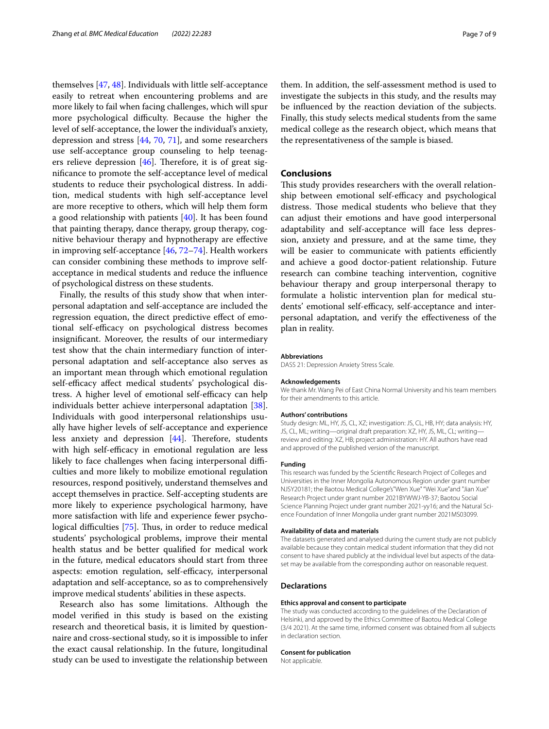themselves [47, 48]. Individuals with little self-acceptance easily to retreat when encountering problems and are more likely to fail when facing challenges, which will spur more psychological difficulty. Because the higher the level of self-acceptance, the lower the individual's anxiety, depression and stress [44, 70, 71], and some researchers use self-acceptance group counseling to help teenagers relieve depression [46]. Therefore, it is of great significance to promote the self-acceptance level of medical students to reduce their psychological distress. In addition, medical students with high self-acceptance level are more receptive to others, which will help them form a good relationship with patients [40]. It has been found that painting therapy, dance therapy, group therapy, cognitive behaviour therapy and hypnotherapy are effective in improving self-acceptance [46, 72–74]. Health workers can consider combining these methods to improve self-acceptance in medical students and reduce the influence of psychological distress on these students.

Finally, the results of this study show that when interpersonal adaptation and self-acceptance are included the regression equation, the direct predictive effect of emotional self-efficacy on psychological distress becomes insignificant. Moreover, the results of our intermediary test show that the chain intermediary function of interpersonal adaptation and self-acceptance also serves as an important mean through which emotional regulation self-efficacy affect medical students' psychological distress. A higher level of emotional self-efficacy can help individuals better achieve interpersonal adaptation [38]. Individuals with good interpersonal relationships usually have higher levels of self-acceptance and experience less anxiety and depression [44]. Therefore, students with high self-efficacy in emotional regulation are less likely to face challenges when facing interpersonal difficulties and more likely to mobilize emotional regulation resources, respond positively, understand themselves and accept themselves in practice. Self-accepting students are more likely to experience psychological harmony, have more satisfaction with life and experience fewer psychological difficulties [75]. Thus, in order to reduce medical students' psychological problems, improve their mental health status and be better qualified for medical work in the future, medical educators should start from three aspects: emotion regulation, self-efficacy, interpersonal adaptation and self-acceptance, so as to comprehensively improve medical students' abilities in these aspects.

Research also has some limitations. Although the model verified in this study is based on the existing research and theoretical basis, it is limited by questionnaire and cross-sectional study, so it is impossible to infer the exact causal relationship. In the future, longitudinal study can be used to investigate the relationship between them. In addition, the self-assessment method is used to investigate the subjects in this study, and the results may be influenced by the reaction deviation of the subjects. Finally, this study selects medical students from the same medical college as the research object, which means that the representativeness of the sample is biased.

## Conclusions

This study provides researchers with the overall relationship between emotional self-efficacy and psychological distress. Those medical students who believe that they can adjust their emotions and have good interpersonal adaptability and self-acceptance will face less depression, anxiety and pressure, and at the same time, they will be easier to communicate with patients efficiently and achieve a good doctor-patient relationship. Future research can combine teaching intervention, cognitive behaviour therapy and group interpersonal therapy to formulate a holistic intervention plan for medical students' emotional self-efficacy, self-acceptance and interpersonal adaptation, and verify the effectiveness of the plan in reality.

#### Abbreviations

DASS 21: Depression Anxiety Stress Scale.

#### Acknowledgements

We thank Mr. Wang Pei of East China Normal University and his team members for their amendments to this article.

#### Authors' contributions

Study design: ML, HY, JS, CL, XZ; investigation: JS, CL, HB, HY; data analysis: HY, JS, CL, ML; writing—original draft preparation: XZ, HY, JS, ML, CL; writing—review and editing: XZ, HB; project administration: HY. All authors have read and approved of the published version of the manuscript.

#### Funding

This research was funded by the Scientific Research Project of Colleges and Universities in the Inner Mongolia Autonomous Region under grant number NJSY20181; the Baotou Medical College's"Wen Xue" "Wei Xue"and "Jian Xue" Research Project under grant number 2021BYWWJ-YB-37; Baotou Social Science Planning Project under grant number 2021-yy16; and the Natural Science Foundation of Inner Mongolia under grant number 2021MS03099.

#### Availability of data and materials

The datasets generated and analysed during the current study are not publicly available because they contain medical student information that they did not consent to have shared publicly at the individual level but aspects of the dataset may be available from the corresponding author on reasonable request.

## Declarations

#### Ethics approval and consent to participate

The study was conducted according to the guidelines of the Declaration of Helsinki, and approved by the Ethics Committee of Baotou Medical College (3/4 2021). At the same time, informed consent was obtained from all subjects in declaration section.

#### Consent for publication

Not applicable.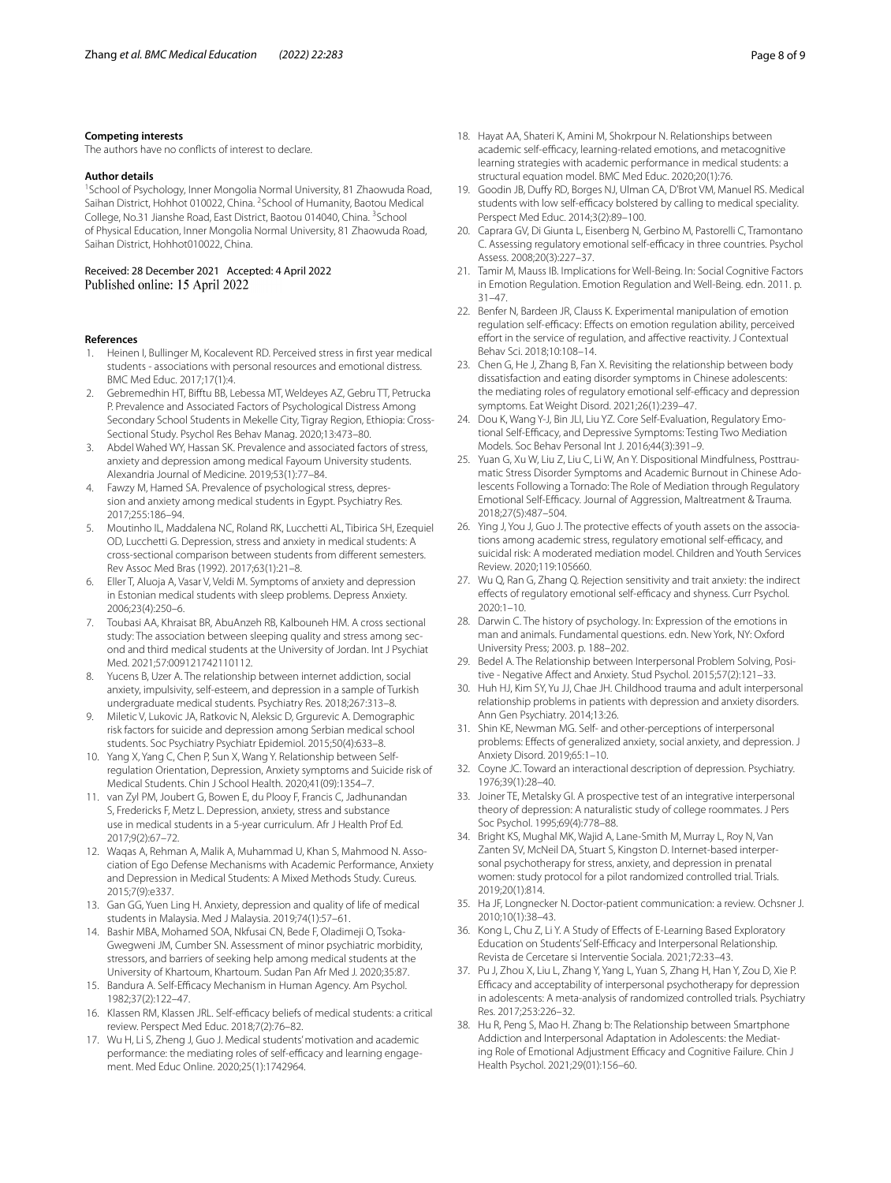### Competing interests

The authors have no conflicts of interest to declare.

### Author details

[1]School of Psychology, Inner Mongolia Normal University, 81 Zhaowuda Road, Saihan District, Hohhot 010022, China. [2]School of Humanity, Baotou Medical College, No.31 Jianshe Road, East District, Baotou 014040, China. [3]School of Physical Education, Inner Mongolia Normal University, 81 Zhaowuda Road, Saihan District, Hohhot010022, China.

Received: 28 December 2021 Accepted: 4 April 2022
Published online: 15 April 2022

### References

1. Heinen I, Bullinger M, Kocalevent RD. Perceived stress in first year medical students - associations with personal resources and emotional distress. BMC Med Educ. 2017;17(1):4.
2. Gebremedhin HT, Bifftu BB, Lebessa MT, Weldeyes AZ, Gebru TT, Petrucka P. Prevalence and Associated Factors of Psychological Distress Among Secondary School Students in Mekelle City, Tigray Region, Ethiopia: Cross-Sectional Study. Psychol Res Behav Manag. 2020;13:473–80.
3. Abdel Wahed WY, Hassan SK. Prevalence and associated factors of stress, anxiety and depression among medical Fayoum University students. Alexandria Journal of Medicine. 2019;53(1):77–84.
4. Fawzy M, Hamed SA. Prevalence of psychological stress, depression and anxiety among medical students in Egypt. Psychiatry Res. 2017;255:186–94.
5. Moutinho IL, Maddalena NC, Roland RK, Lucchetti AL, Tibirica SH, Ezequiel OD, Lucchetti G. Depression, stress and anxiety in medical students: A cross-sectional comparison between students from different semesters. Rev Assoc Med Bras (1992). 2017;63(1):21–8.
6. Eller T, Aluoja A, Vasar V, Veldi M. Symptoms of anxiety and depression in Estonian medical students with sleep problems. Depress Anxiety. 2006;23(4):250–6.
7. Toubasi AA, Khraisat BR, AbuAnzeh RB, Kalbouneh HM. A cross sectional study: The association between sleeping quality and stress among second and third medical students at the University of Jordan. Int J Psychiat Med. 2021;57:009121742110112.
8. Yucens B, Uzer A. The relationship between internet addiction, social anxiety, impulsivity, self-esteem, and depression in a sample of Turkish undergraduate medical students. Psychiatry Res. 2018;267:313–8.
9. Miletic V, Lukovic JA, Ratkovic N, Aleksic D, Grgurevic A. Demographic risk factors for suicide and depression among Serbian medical school students. Soc Psychiatry Psychiatr Epidemiol. 2015;50(4):633–8.
10. Yang X, Yang C, Chen P, Sun X, Wang Y. Relationship between Self-regulation Orientation, Depression, Anxiety symptoms and Suicide risk of Medical Students. Chin J School Health. 2020;41(09):1354–7.
11. van Zyl PM, Joubert G, Bowen E, du Plooy F, Francis C, Jadhunandan S, Fredericks F, Metz L. Depression, anxiety, stress and substance use in medical students in a 5-year curriculum. Afr J Health Prof Ed. 2017;9(2):67–72.
12. Waqas A, Rehman A, Malik A, Muhammad U, Khan S, Mahmood N. Association of Ego Defense Mechanisms with Academic Performance, Anxiety and Depression in Medical Students: A Mixed Methods Study. Cureus. 2015;7(9):e337.
13. Gan GG, Yuen Ling H. Anxiety, depression and quality of life of medical students in Malaysia. Med J Malaysia. 2019;74(1):57–61.
14. Bashir MBA, Mohamed SOA, Nkfusai CN, Bede F, Oladimeji O, Tsoka-Gwegweni JM, Cumber SN. Assessment of minor psychiatric morbidity, stressors, and barriers of seeking help among medical students at the University of Khartoum, Khartoum. Sudan Pan Afr Med J. 2020;35:87.
15. Bandura A. Self-Efficacy Mechanism in Human Agency. Am Psychol. 1982;37(2):122–47.
16. Klassen RM, Klassen JRL. Self-efficacy beliefs of medical students: a critical review. Perspect Med Educ. 2018;7(2):76–82.
17. Wu H, Li S, Zheng J, Guo J. Medical students' motivation and academic performance: the mediating roles of self-efficacy and learning engagement. Med Educ Online. 2020;25(1):1742964.
18. Hayat AA, Shateri K, Amini M, Shokrpour N. Relationships between academic self-efficacy, learning-related emotions, and metacognitive learning strategies with academic performance in medical students: a structural equation model. BMC Med Educ. 2020;20(1):76.
19. Goodin JB, Duffy RD, Borges NJ, Ulman CA, D'Brot VM, Manuel RS. Medical students with low self-efficacy bolstered by calling to medical speciality. Perspect Med Educ. 2014;3(2):89–100.
20. Caprara GV, Di Giunta L, Eisenberg N, Gerbino M, Pastorelli C, Tramontano C. Assessing regulatory emotional self-efficacy in three countries. Psychol Assess. 2008;20(3):227–37.
21. Tamir M, Mauss IB. Implications for Well-Being. In: Social Cognitive Factors in Emotion Regulation. Emotion Regulation and Well-Being. edn. 2011. p. 31–47.
22. Benfer N, Bardeen JR, Clauss K. Experimental manipulation of emotion regulation self-efficacy: Effects on emotion regulation ability, perceived effort in the service of regulation, and affective reactivity. J Contextual Behav Sci. 2018;10:108–14.
23. Chen G, He J, Zhang B, Fan X. Revisiting the relationship between body dissatisfaction and eating disorder symptoms in Chinese adolescents: the mediating roles of regulatory emotional self-efficacy and depression symptoms. Eat Weight Disord. 2021;26(1):239–47.
24. Dou K, Wang Y-J, Bin JLI, Liu YZ. Core Self-Evaluation, Regulatory Emotional Self-Efficacy, and Depressive Symptoms: Testing Two Mediation Models. Soc Behav Personal Int J. 2016;44(3):391–9.
25. Yuan G, Xu W, Liu Z, Liu C, Li W, An Y. Dispositional Mindfulness, Posttraumatic Stress Disorder Symptoms and Academic Burnout in Chinese Adolescents Following a Tornado: The Role of Mediation through Regulatory Emotional Self-Efficacy. Journal of Aggression, Maltreatment & Trauma. 2018;27(5):487–504.
26. Ying J, You J, Guo J. The protective effects of youth assets on the associations among academic stress, regulatory emotional self-efficacy, and suicidal risk: A moderated mediation model. Children and Youth Services Review. 2020;119:105660.
27. Wu Q, Ran G, Zhang Q. Rejection sensitivity and trait anxiety: the indirect effects of regulatory emotional self-efficacy and shyness. Curr Psychol. 2020:1–10.
28. Darwin C. The history of psychology. In: Expression of the emotions in man and animals. Fundamental questions. edn. New York, NY: Oxford University Press; 2003. p. 188–202.
29. Bedel A. The Relationship between Interpersonal Problem Solving, Positive - Negative Affect and Anxiety. Stud Psychol. 2015;57(2):121–33.
30. Huh HJ, Kim SY, Yu JJ, Chae JH. Childhood trauma and adult interpersonal relationship problems in patients with depression and anxiety disorders. Ann Gen Psychiatry. 2014;13:26.
31. Shin KE, Newman MG. Self- and other-perceptions of interpersonal problems: Effects of generalized anxiety, social anxiety, and depression. J Anxiety Disord. 2019;65:1–10.
32. Coyne JC. Toward an interactional description of depression. Psychiatry. 1976;39(1):28–40.
33. Joiner TE, Metalsky GI. A prospective test of an integrative interpersonal theory of depression: A naturalistic study of college roommates. J Pers Soc Psychol. 1995;69(4):778–88.
34. Bright KS, Mughal MK, Wajid A, Lane-Smith M, Murray L, Roy N, Van Zanten SV, McNeil DA, Stuart S, Kingston D. Internet-based interpersonal psychotherapy for stress, anxiety, and depression in prenatal women: study protocol for a pilot randomized controlled trial. Trials. 2019;20(1):814.
35. Ha JF, Longnecker N. Doctor-patient communication: a review. Ochsner J. 2010;10(1):38–43.
36. Kong L, Chu Z, Li Y. A Study of Effects of E-Learning Based Exploratory Education on Students' Self-Efficacy and Interpersonal Relationship. Revista de Cercetare si Interventie Sociala. 2021;72:33–43.
37. Pu J, Zhou X, Liu L, Zhang Y, Yang L, Yuan S, Zhang H, Han Y, Zou D, Xie P. Efficacy and acceptability of interpersonal psychotherapy for depression in adolescents: A meta-analysis of randomized controlled trials. Psychiatry Res. 2017;253:226–32.
38. Hu R, Peng S, Mao H. Zhang b: The Relationship between Smartphone Addiction and Interpersonal Adaptation in Adolescents: the Mediating Role of Emotional Adjustment Efficacy and Cognitive Failure. Chin J Health Psychol. 2021;29(01):156–60.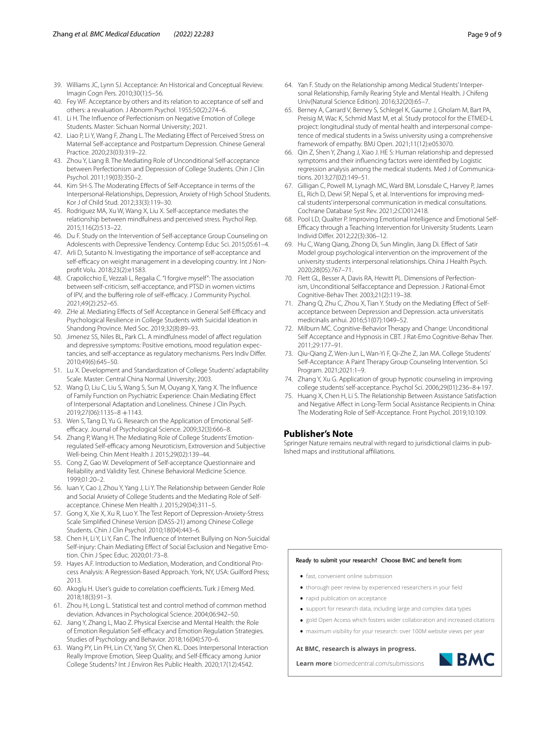39. Williams JC, Lynn SJ. Acceptance: An Historical and Conceptual Review. Imagin Cogn Pers. 2010;30(1):5–56.
40. Fey WF. Acceptance by others and its relation to acceptance of self and others: a revaluation. J Abnorm Psychol. 1955;50(2):274–6.
41. Li H. The Influence of Perfectionism on Negative Emotion of College Students. Master: Sichuan Normal University; 2021.
42. Liao P, Li Y, Wang F, Zhang L. The Mediating Effect of Perceived Stress on Maternal Self-acceptance and Postpartum Depression. Chinese General Practice. 2020;23(03):319–22.
43. Zhou Y, Liang B. The Mediating Role of Unconditional Self-acceptance between Perfectionism and Depression of College Students. Chin J Clin Psychol. 2011;19(03):350–2.
44. Kim SH-S. The Moderating Effects of Self-Acceptance in terms of the Interpersonal-Relationships, Depression, Anxiety of High School Students. Kor J of Child Stud. 2012;33(3):119–30.
45. Rodriguez MA, Xu W, Wang X, Liu X. Self-acceptance mediates the relationship between mindfulness and perceived stress. Psychol Rep. 2015;116(2):513–22.
46. Du F. Study on the Intervention of Self-acceptance Group Counseling on Adolescents with Depressive Tendency. Contemp Educ Sci. 2015;05:61–4.
47. Arli D, Sutanto N. Investigating the importance of self-acceptance and self-efficacy on weight management in a developing country. Int J Nonprofit Volu. 2018;23(2):e1583.
48. Crapolicchio E, Vezzali L, Regalia C. "I forgive myself": The association between self-criticism, self-acceptance, and PTSD in women victims of IPV, and the buffering role of self-efficacy. J Community Psychol. 2021;49(2):252–65.
49. ZHe al. Mediating Effects of Self Acceptance in General Self-Efficacy and Psychological Resilience in College Students with Suicidal Ideation in Shandong Province. Med Soc. 2019;32(8):89–93.
50. Jimenez SS, Niles BL, Park CL. A mindfulness model of affect regulation and depressive symptoms: Positive emotions, mood regulation expectancies, and self-acceptance as regulatory mechanisms. Pers Indiv Differ. 2010;49(6):645–50.
51. Lu X. Development and Standardization of College Students' adaptability Scale. Master: Central China Normal University; 2003.
52. Wang D, Liu C, Liu S, Wang S, Sun M, Ouyang X, Yang X. The Influence of Family Function on Psychiatric Experience: Chain Mediating Effect of Interpersonal Adaptation and Loneliness. Chinese J Clin Psych. 2019;27(06):1135–8 +1143.
53. Wen S, Tang D, Yu G. Research on the Application of Emotional Self-efficacy. Journal of Psychological Science. 2009;32(3):666–8.
54. Zhang P, Wang H. The Mediating Role of College Students' Emotion-regulated Self-efficacy among Neuroticism, Extroversion and Subjective Well-being. Chin Ment Health J. 2015;29(02):139–44.
55. Cong Z, Gao W. Development of Self-acceptance Questionnaire and Reliability and Validity Test. Chinese Behavioral Medicine Science. 1999;01:20–2.
56. luan Y, Cao J, Zhou Y, Yang J, Li Y. The Relationship between Gender Role and Social Anxiety of College Students and the Mediating Role of Self-acceptance. Chinese Men Health J. 2015;29(04):311–5.
57. Gong X, Xie X, Xu R, Luo Y. The Test Report of Depression-Anxiety-Stress Scale Simplified Chinese Version (DASS-21) among Chinese College Students. Chin J Clin Psychol. 2010;18(04):443–6.
58. Chen H, Li Y, Li Y, Fan C. The Influence of Internet Bullying on Non-Suicidal Self-injury: Chain Mediating Effect of Social Exclusion and Negative Emotion. Chin J Spec Educ. 2020;01:73–8.
59. Hayes A.F. Introduction to Mediation, Moderation, and Conditional Process Analysis: A Regression-Based Approach. York, NY, USA: Guilford Press; 2013.
60. Akoglu H. User's guide to correlation coefficients. Turk J Emerg Med. 2018;18(3):91–3.
61. Zhou H, Long L. Statistical test and control method of common method deviation. Advances in Psychological Science. 2004;06:942–50.
62. Jiang Y, Zhang L, Mao Z. Physical Exercise and Mental Health: the Role of Emotion Regulation Self-efficacy and Emotion Regulation Strategies. Studies of Psychology and Behavior. 2018;16(04):570–6.
63. Wang PY, Lin PH, Lin CY, Yang SY, Chen KL. Does Interpersonal Interaction Really Improve Emotion, Sleep Quality, and Self-Efficacy among Junior College Students? Int J Environ Res Public Health. 2020;17(12):4542.
64. Yan F. Study on the Relationship among Medical Students' Interpersonal Relationship, Family Rearing Style and Mental Health. J Chifeng Univ(Natural Science Edition). 2016;32(20):65–7.
65. Berney A, Carrard V, Berney S, Schlegel K, Gaume J, Gholam M, Bart PA, Preisig M, Wac K, Schmid Mast M, et al. Study protocol for the ETMED-L project: longitudinal study of mental health and interpersonal competence of medical students in a Swiss university using a comprehensive framework of empathy. BMJ Open. 2021;11(12):e053070.
66. Qin Z, Shen Y, Zhang J, Xiao J. HE S: Human relationship and depressed symptoms and their influencing factors were identified by Logistic regression analysis among the medical students. Med J of Communications. 2013;27(02):149–51.
67. Gilligan C, Powell M, Lynagh MC, Ward BM, Lonsdale C, Harvey P, James EL, Rich D, Dewi SP, Nepal S, et al. Interventions for improving medical students' interpersonal communication in medical consultations. Cochrane Database Syst Rev. 2021;2:CD012418.
68. Pool LD, Qualter P. Improving Emotional Intelligence and Emotional Self-Efficacy through a Teaching Intervention for University Students. Learn Individ Differ. 2012;22(3):306–12.
69. Hu C, Wang Qiang, Zhong Di, Sun Minglin, Jiang Di. Effect of Satir Model group psychological intervention on the improvement of the university students interpersonal relationships. China J Health Psych. 2020;28(05):767–71.
70. Flett GL, Besser A, Davis RA, Hewitt PL. Dimensions of Perfectionism, Unconditional Selfacceptance and Depression. J Rational-Emot Cognitive-Behav Ther. 2003;21(2):119–38.
71. Zhang Q, Zhu C, Zhou X, Tian Y. Study on the Mediating Effect of Self-acceptance between Depression and Depression. acta universitatis medicinalis anhui. 2016;51(07):1049–52.
72. Milburn MC. Cognitive-Behavior Therapy and Change: Unconditional Self Acceptance and Hypnosis in CBT. J Rat-Emo Cognitive-Behav Ther. 2011;29:177–91.
73. Qiu-Qiang Z, Wen-Jun L, Wan-Yi F, Qi-Zhe Z, Jan MA. College Students' Self-Acceptance: A Paint Therapy Group Counseling Intervention. Sci Program. 2021;2021:1–9.
74. Zhang Y, Xu G. Application of group hypnotic counseling in improving college students' self-acceptance. Psychol Sci. 2006;29(01):236–8+197.
75. Huang X, Chen H, Li S. The Relationship Between Assistance Satisfaction and Negative Affect in Long-Term Social Assistance Recipients in China: The Moderating Role of Self-Acceptance. Front Psychol. 2019;10:109.

## Publisher's Note

Springer Nature remains neutral with regard to jurisdictional claims in published maps and institutional affiliations.

Ready to submit your research? Choose BMC and benefit from:

- fast, convenient online submission
- thorough peer review by experienced researchers in your field
- rapid publication on acceptance
- support for research data, including large and complex data types
- gold Open Access which fosters wider collaboration and increased citations
- maximum visibility for your research: over 100M website views per year

**At BMC, research is always in progress.**

**Learn more** biomedcentral.com/submissions

BMC